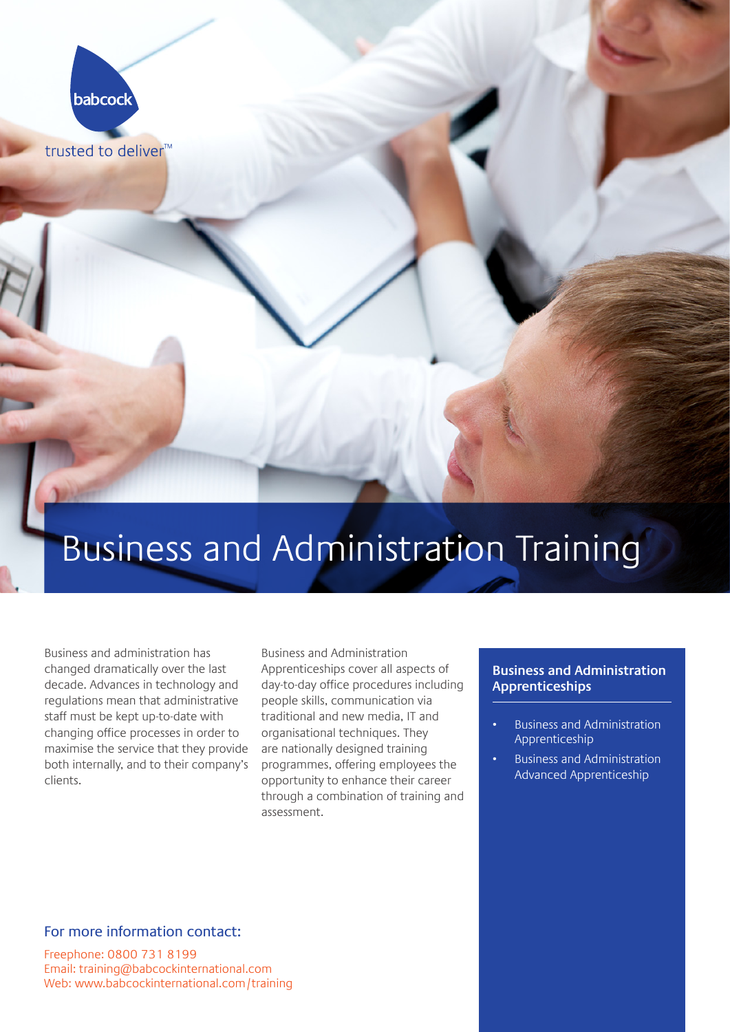babcock

trusted to deliver™

# Business and Administration Training

Business and administration has changed dramatically over the last decade. Advances in technology and regulations mean that administrative staff must be kept up-to-date with changing office processes in order to maximise the service that they provide both internally, and to their company's clients.

Business and Administration Apprenticeships cover all aspects of day-to-day office procedures including people skills, communication via traditional and new media, IT and organisational techniques. They are nationally designed training programmes, offering employees the opportunity to enhance their career through a combination of training and assessment.

### Business and Administration Apprenticeships

- Business and Administration Apprenticeship
- Business and Administration Advanced Apprenticeship

### For more information contact:

Freephone: 0800 731 8199
Email: training@babcockinternational.com
Web: www.babcockinternational.com/training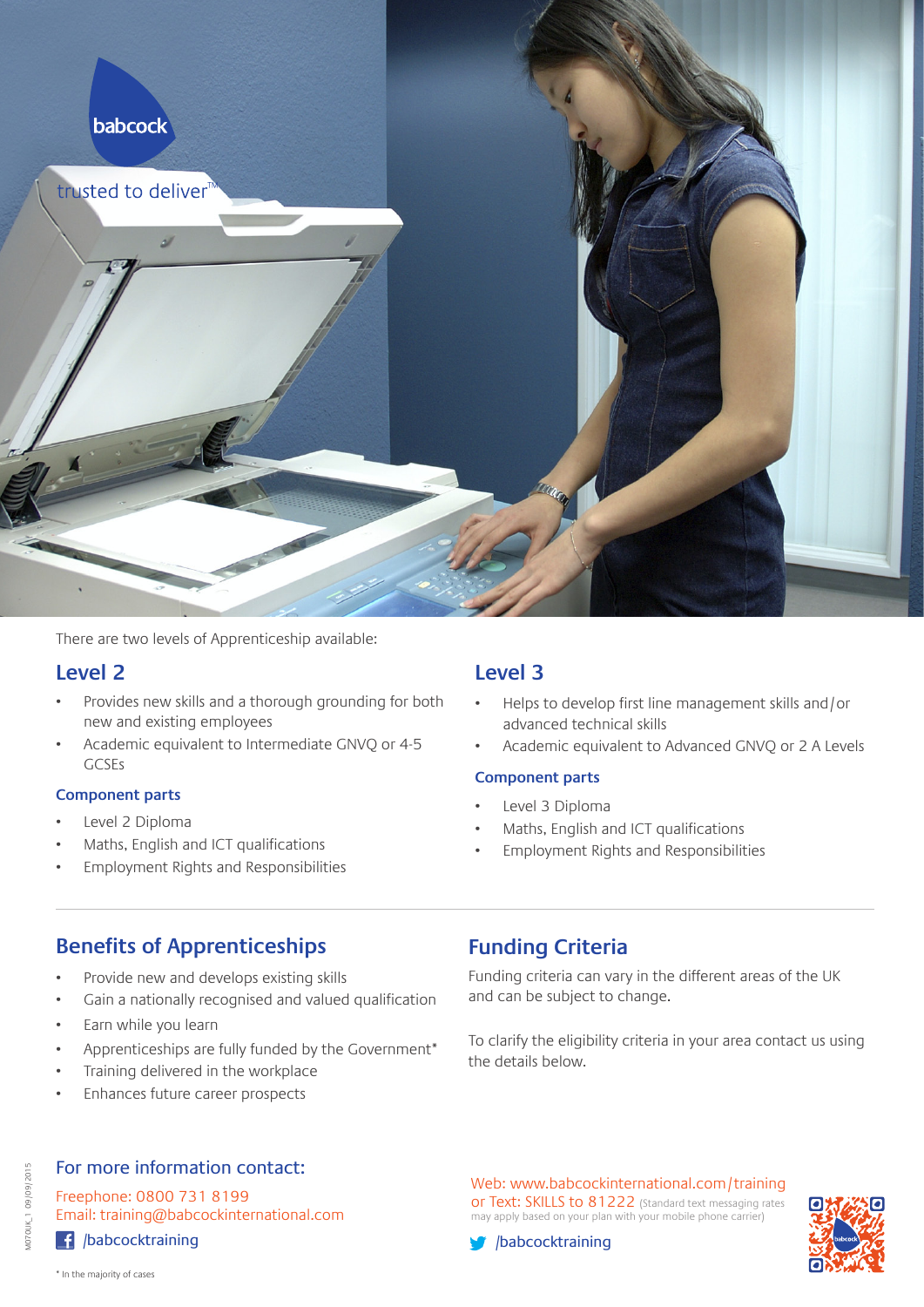babcock

trusted to deliver™

There are two levels of Apprenticeship available:

## Level 2

- Provides new skills and a thorough grounding for both new and existing employees
- Academic equivalent to Intermediate GNVQ or 4-5 GCSEs

### Component parts

- Level 2 Diploma
- Maths, English and ICT qualifications
- Employment Rights and Responsibilities

## Level 3

- Helps to develop first line management skills and/or advanced technical skills
- Academic equivalent to Advanced GNVQ or 2 A Levels

### Component parts

- Level 3 Diploma
- Maths, English and ICT qualifications
- Employment Rights and Responsibilities

## Benefits of Apprenticeships

- Provide new and develops existing skills
- Gain a nationally recognised and valued qualification
- Earn while you learn
- Apprenticeships are fully funded by the Government*
- Training delivered in the workplace
- Enhances future career prospects

## Funding Criteria

Funding criteria can vary in the different areas of the UK and can be subject to change.

To clarify the eligibility criteria in your area contact us using the details below.

## For more information contact:

Freephone: 0800 731 8199
Email: training@babcockinternational.com

/babcocktraining

Web: www.babcockinternational.com/training
or Text: SKILLS to 81222 (Standard text messaging rates may apply based on your plan with your mobile phone carrier)

/babcocktraining

M070UK_1 09/09/2015

* In the majority of cases